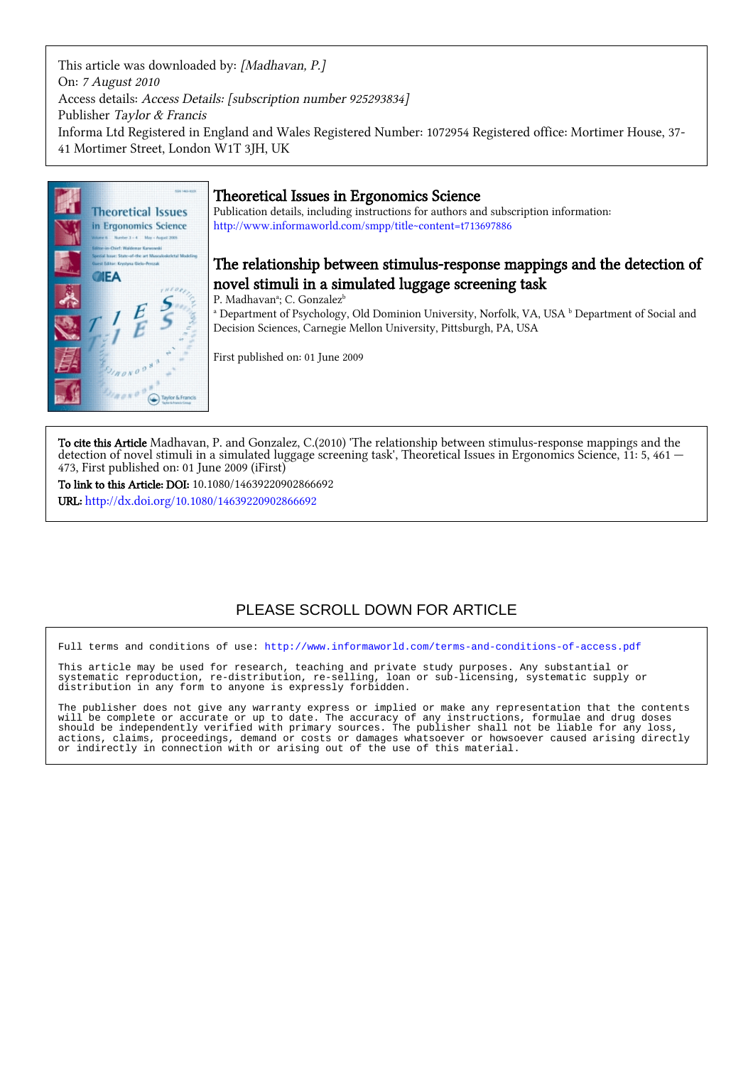This article was downloaded by: *[Madhavan, P.]*
On: *7 August 2010*
Access details: *Access Details: [subscription number 925293834]*
Publisher *Taylor & Francis*
Informa Ltd Registered in England and Wales Registered Number: 1072954 Registered office: Mortimer House, 37-41 Mortimer Street, London W1T 3JH, UK

# Theoretical Issues in Ergonomics Science

Publication details, including instructions for authors and subscription information:
http://www.informaworld.com/smpp/title~content=t713697886

## The relationship between stimulus-response mappings and the detection of novel stimuli in a simulated luggage screening task

P. Madhavan[a]; C. Gonzalez[b]

[a] Department of Psychology, Old Dominion University, Norfolk, VA, USA [b] Department of Social and Decision Sciences, Carnegie Mellon University, Pittsburgh, PA, USA

First published on: 01 June 2009

**To cite this Article** Madhavan, P. and Gonzalez, C.(2010) 'The relationship between stimulus-response mappings and the detection of novel stimuli in a simulated luggage screening task', Theoretical Issues in Ergonomics Science, 11: 5, 461 — 473, First published on: 01 June 2009 (iFirst)

**To link to this Article: DOI:** 10.1080/14639220902866692

**URL:** http://dx.doi.org/10.1080/14639220902866692

PLEASE SCROLL DOWN FOR ARTICLE

Full terms and conditions of use: http://www.informaworld.com/terms-and-conditions-of-access.pdf

This article may be used for research, teaching and private study purposes. Any substantial or systematic reproduction, re-distribution, re-selling, loan or sub-licensing, systematic supply or distribution in any form to anyone is expressly forbidden.

The publisher does not give any warranty express or implied or make any representation that the contents will be complete or accurate or up to date. The accuracy of any instructions, formulae and drug doses should be independently verified with primary sources. The publisher shall not be liable for any loss, actions, claims, proceedings, demand or costs or damages whatsoever or howsoever caused arising directly or indirectly in connection with or arising out of the use of this material.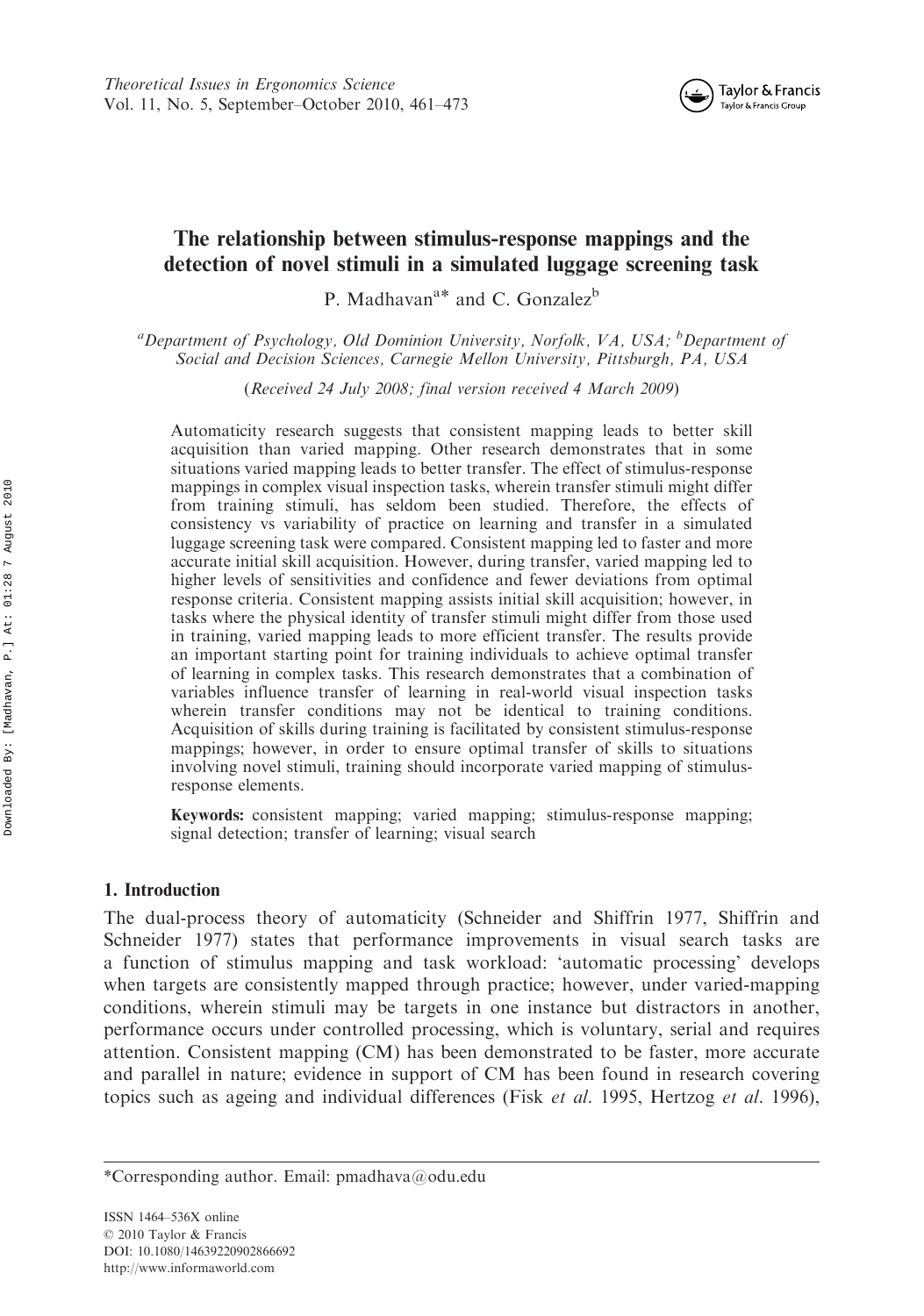# The relationship between stimulus-response mappings and the detection of novel stimuli in a simulated luggage screening task

P. Madhavan[a*] and C. Gonzalez[b]

[a]*Department of Psychology, Old Dominion University, Norfolk, VA, USA;* [b]*Department of Social and Decision Sciences, Carnegie Mellon University, Pittsburgh, PA, USA*

(*Received 24 July 2008; final version received 4 March 2009*)

Automaticity research suggests that consistent mapping leads to better skill acquisition than varied mapping. Other research demonstrates that in some situations varied mapping leads to better transfer. The effect of stimulus-response mappings in complex visual inspection tasks, wherein transfer stimuli might differ from training stimuli, has seldom been studied. Therefore, the effects of consistency vs variability of practice on learning and transfer in a simulated luggage screening task were compared. Consistent mapping led to faster and more accurate initial skill acquisition. However, during transfer, varied mapping led to higher levels of sensitivities and confidence and fewer deviations from optimal response criteria. Consistent mapping assists initial skill acquisition; however, in tasks where the physical identity of transfer stimuli might differ from those used in training, varied mapping leads to more efficient transfer. The results provide an important starting point for training individuals to achieve optimal transfer of learning in complex tasks. This research demonstrates that a combination of variables influence transfer of learning in real-world visual inspection tasks wherein transfer conditions may not be identical to training conditions. Acquisition of skills during training is facilitated by consistent stimulus-response mappings; however, in order to ensure optimal transfer of skills to situations involving novel stimuli, training should incorporate varied mapping of stimulus-response elements.

**Keywords:** consistent mapping; varied mapping; stimulus-response mapping; signal detection; transfer of learning; visual search

## 1. Introduction

The dual-process theory of automaticity (Schneider and Shiffrin 1977, Shiffrin and Schneider 1977) states that performance improvements in visual search tasks are a function of stimulus mapping and task workload: 'automatic processing' develops when targets are consistently mapped through practice; however, under varied-mapping conditions, wherein stimuli may be targets in one instance but distractors in another, performance occurs under controlled processing, which is voluntary, serial and requires attention. Consistent mapping (CM) has been demonstrated to be faster, more accurate and parallel in nature; evidence in support of CM has been found in research covering topics such as ageing and individual differences (Fisk *et al.* 1995, Hertzog *et al.* 1996),

---

*Corresponding author. Email: pmadhava@odu.edu

ISSN 1464–536X online
© 2010 Taylor & Francis
DOI: 10.1080/14639220902866692
http://www.informaworld.com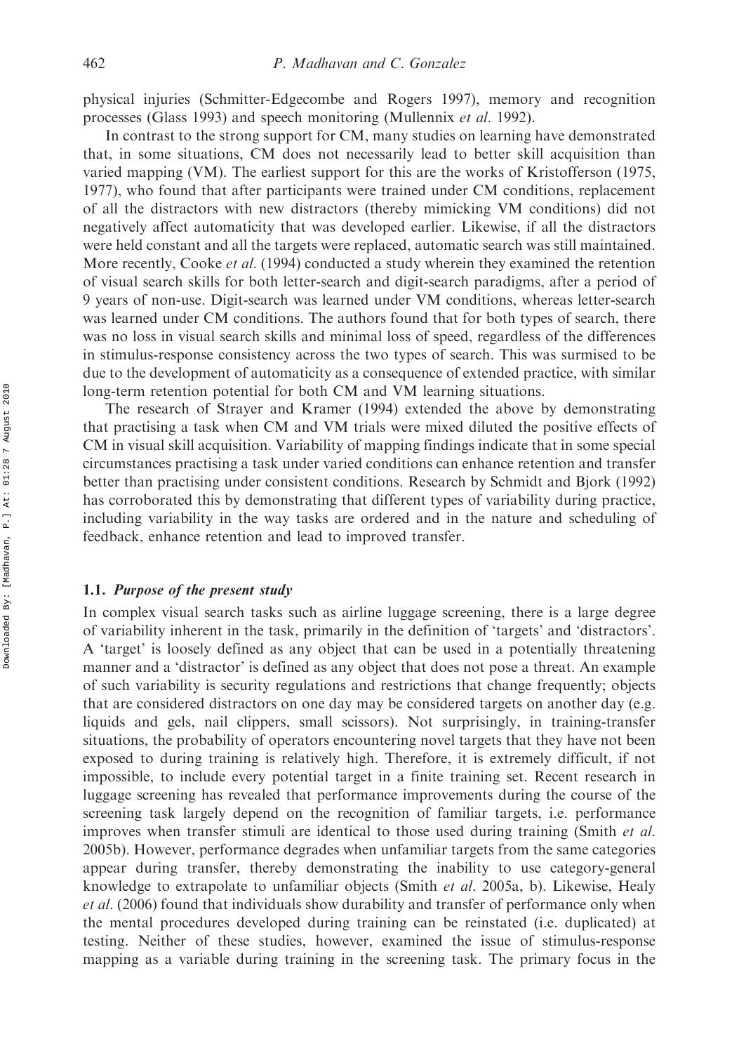physical injuries (Schmitter-Edgecombe and Rogers 1997), memory and recognition processes (Glass 1993) and speech monitoring (Mullennix *et al.* 1992).

In contrast to the strong support for CM, many studies on learning have demonstrated that, in some situations, CM does not necessarily lead to better skill acquisition than varied mapping (VM). The earliest support for this are the works of Kristofferson (1975, 1977), who found that after participants were trained under CM conditions, replacement of all the distractors with new distractors (thereby mimicking VM conditions) did not negatively affect automaticity that was developed earlier. Likewise, if all the distractors were held constant and all the targets were replaced, automatic search was still maintained. More recently, Cooke *et al.* (1994) conducted a study wherein they examined the retention of visual search skills for both letter-search and digit-search paradigms, after a period of 9 years of non-use. Digit-search was learned under VM conditions, whereas letter-search was learned under CM conditions. The authors found that for both types of search, there was no loss in visual search skills and minimal loss of speed, regardless of the differences in stimulus-response consistency across the two types of search. This was surmised to be due to the development of automaticity as a consequence of extended practice, with similar long-term retention potential for both CM and VM learning situations.

The research of Strayer and Kramer (1994) extended the above by demonstrating that practising a task when CM and VM trials were mixed diluted the positive effects of CM in visual skill acquisition. Variability of mapping findings indicate that in some special circumstances practising a task under varied conditions can enhance retention and transfer better than practising under consistent conditions. Research by Schmidt and Bjork (1992) has corroborated this by demonstrating that different types of variability during practice, including variability in the way tasks are ordered and in the nature and scheduling of feedback, enhance retention and lead to improved transfer.

### 1.1. *Purpose of the present study*

In complex visual search tasks such as airline luggage screening, there is a large degree of variability inherent in the task, primarily in the definition of 'targets' and 'distractors'. A 'target' is loosely defined as any object that can be used in a potentially threatening manner and a 'distractor' is defined as any object that does not pose a threat. An example of such variability is security regulations and restrictions that change frequently; objects that are considered distractors on one day may be considered targets on another day (e.g. liquids and gels, nail clippers, small scissors). Not surprisingly, in training-transfer situations, the probability of operators encountering novel targets that they have not been exposed to during training is relatively high. Therefore, it is extremely difficult, if not impossible, to include every potential target in a finite training set. Recent research in luggage screening has revealed that performance improvements during the course of the screening task largely depend on the recognition of familiar targets, i.e. performance improves when transfer stimuli are identical to those used during training (Smith *et al.* 2005b). However, performance degrades when unfamiliar targets from the same categories appear during transfer, thereby demonstrating the inability to use category-general knowledge to extrapolate to unfamiliar objects (Smith *et al.* 2005a, b). Likewise, Healy *et al.* (2006) found that individuals show durability and transfer of performance only when the mental procedures developed during training can be reinstated (i.e. duplicated) at testing. Neither of these studies, however, examined the issue of stimulus-response mapping as a variable during training in the screening task. The primary focus in the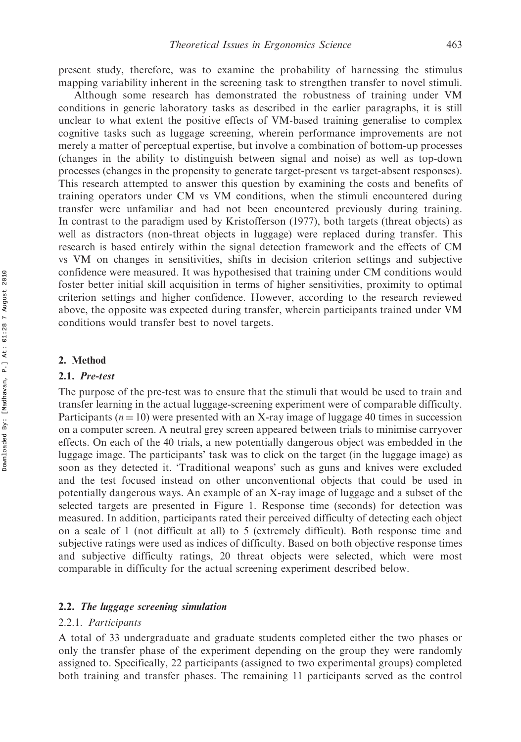present study, therefore, was to examine the probability of harnessing the stimulus mapping variability inherent in the screening task to strengthen transfer to novel stimuli.

Although some research has demonstrated the robustness of training under VM conditions in generic laboratory tasks as described in the earlier paragraphs, it is still unclear to what extent the positive effects of VM-based training generalise to complex cognitive tasks such as luggage screening, wherein performance improvements are not merely a matter of perceptual expertise, but involve a combination of bottom-up processes (changes in the ability to distinguish between signal and noise) as well as top-down processes (changes in the propensity to generate target-present vs target-absent responses). This research attempted to answer this question by examining the costs and benefits of training operators under CM vs VM conditions, when the stimuli encountered during transfer were unfamiliar and had not been encountered previously during training. In contrast to the paradigm used by Kristofferson (1977), both targets (threat objects) as well as distractors (non-threat objects in luggage) were replaced during transfer. This research is based entirely within the signal detection framework and the effects of CM vs VM on changes in sensitivities, shifts in decision criterion settings and subjective confidence were measured. It was hypothesised that training under CM conditions would foster better initial skill acquisition in terms of higher sensitivities, proximity to optimal criterion settings and higher confidence. However, according to the research reviewed above, the opposite was expected during transfer, wherein participants trained under VM conditions would transfer best to novel targets.

## 2. Method

### 2.1. *Pre-test*

The purpose of the pre-test was to ensure that the stimuli that would be used to train and transfer learning in the actual luggage-screening experiment were of comparable difficulty. Participants ($n = 10$) were presented with an X-ray image of luggage 40 times in succession on a computer screen. A neutral grey screen appeared between trials to minimise carryover effects. On each of the 40 trials, a new potentially dangerous object was embedded in the luggage image. The participants' task was to click on the target (in the luggage image) as soon as they detected it. 'Traditional weapons' such as guns and knives were excluded and the test focused instead on other unconventional objects that could be used in potentially dangerous ways. An example of an X-ray image of luggage and a subset of the selected targets are presented in Figure 1. Response time (seconds) for detection was measured. In addition, participants rated their perceived difficulty of detecting each object on a scale of 1 (not difficult at all) to 5 (extremely difficult). Both response time and subjective ratings were used as indices of difficulty. Based on both objective response times and subjective difficulty ratings, 20 threat objects were selected, which were most comparable in difficulty for the actual screening experiment described below.

### 2.2. *The luggage screening simulation*

#### 2.2.1. *Participants*

A total of 33 undergraduate and graduate students completed either the two phases or only the transfer phase of the experiment depending on the group they were randomly assigned to. Specifically, 22 participants (assigned to two experimental groups) completed both training and transfer phases. The remaining 11 participants served as the control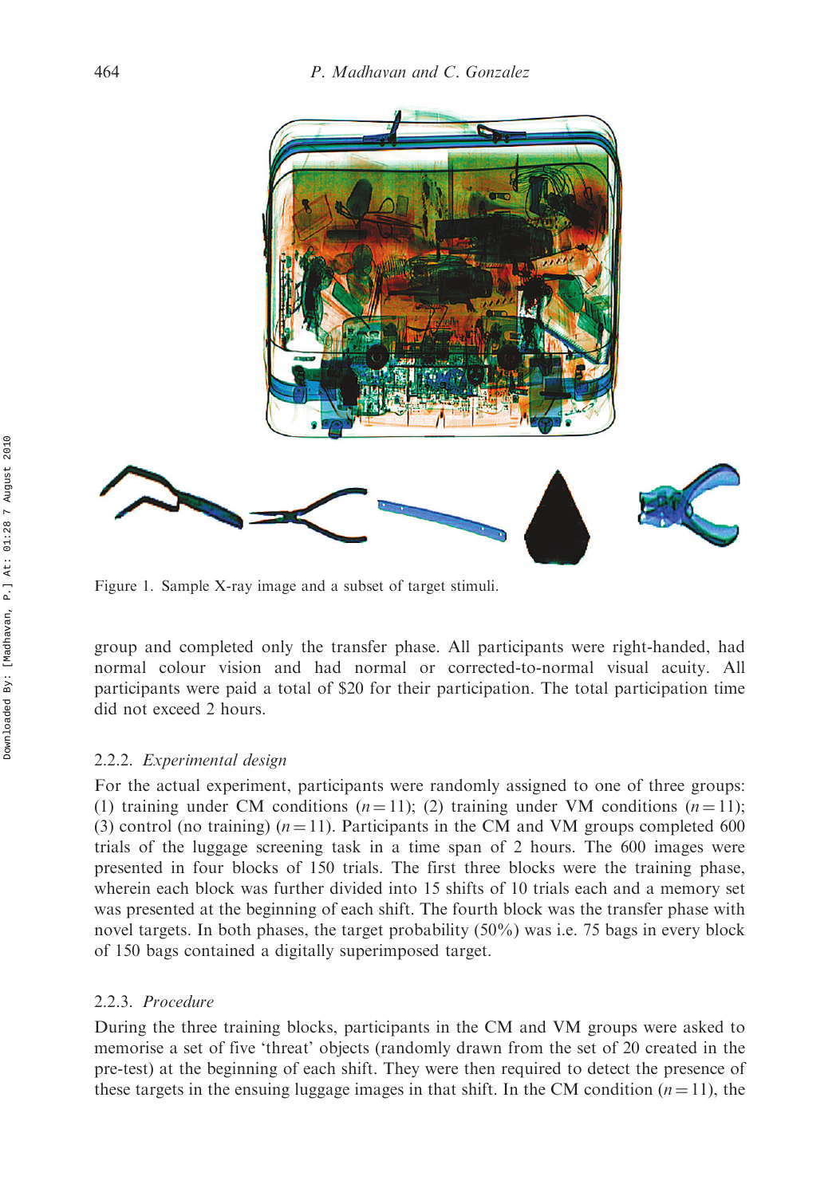Figure 1. Sample X-ray image and a subset of target stimuli.

group and completed only the transfer phase. All participants were right-handed, had normal colour vision and had normal or corrected-to-normal visual acuity. All participants were paid a total of $20 for their participation. The total participation time did not exceed 2 hours.

### 2.2.2. *Experimental design*

For the actual experiment, participants were randomly assigned to one of three groups: (1) training under CM conditions ($n = 11$); (2) training under VM conditions ($n = 11$); (3) control (no training) ($n = 11$). Participants in the CM and VM groups completed 600 trials of the luggage screening task in a time span of 2 hours. The 600 images were presented in four blocks of 150 trials. The first three blocks were the training phase, wherein each block was further divided into 15 shifts of 10 trials each and a memory set was presented at the beginning of each shift. The fourth block was the transfer phase with novel targets. In both phases, the target probability (50%) was i.e. 75 bags in every block of 150 bags contained a digitally superimposed target.

### 2.2.3. *Procedure*

During the three training blocks, participants in the CM and VM groups were asked to memorise a set of five 'threat' objects (randomly drawn from the set of 20 created in the pre-test) at the beginning of each shift. They were then required to detect the presence of these targets in the ensuing luggage images in that shift. In the CM condition ($n = 11$), the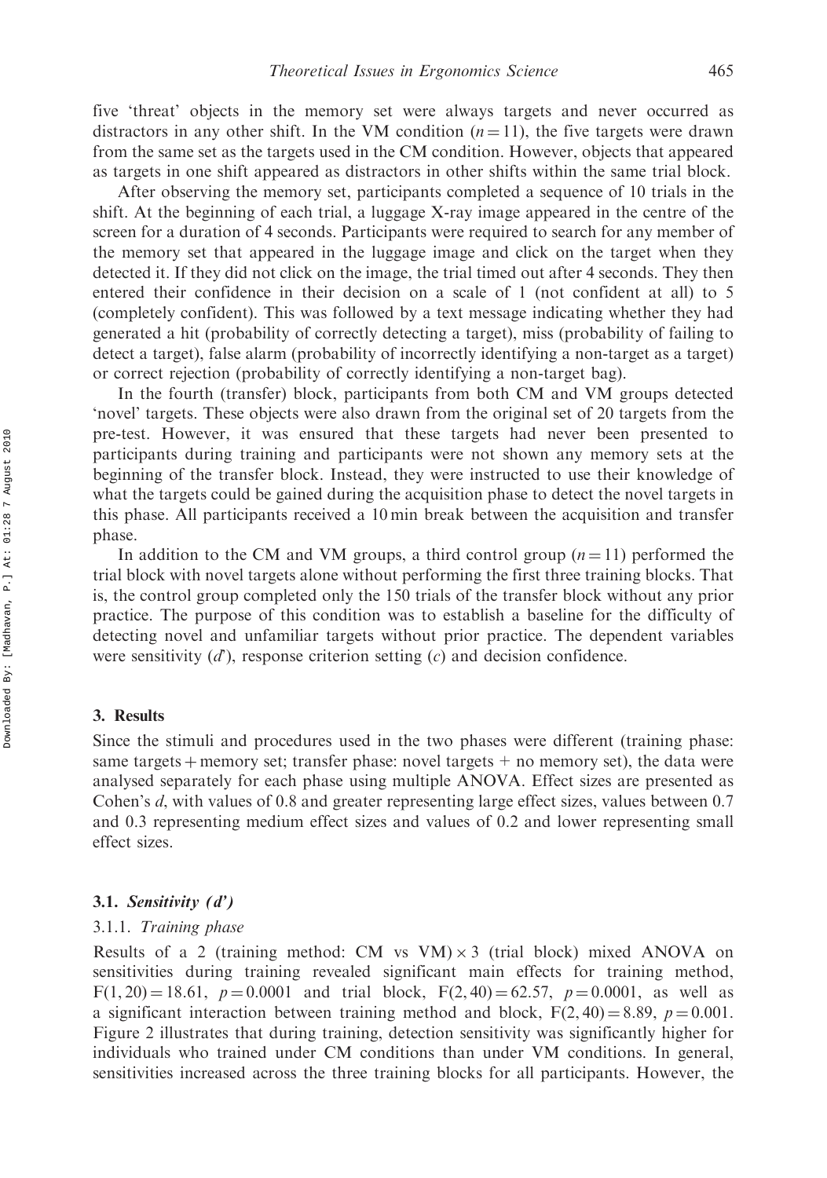five 'threat' objects in the memory set were always targets and never occurred as distractors in any other shift. In the VM condition ($n = 11$), the five targets were drawn from the same set as the targets used in the CM condition. However, objects that appeared as targets in one shift appeared as distractors in other shifts within the same trial block.

After observing the memory set, participants completed a sequence of 10 trials in the shift. At the beginning of each trial, a luggage X-ray image appeared in the centre of the screen for a duration of 4 seconds. Participants were required to search for any member of the memory set that appeared in the luggage image and click on the target when they detected it. If they did not click on the image, the trial timed out after 4 seconds. They then entered their confidence in their decision on a scale of 1 (not confident at all) to 5 (completely confident). This was followed by a text message indicating whether they had generated a hit (probability of correctly detecting a target), miss (probability of failing to detect a target), false alarm (probability of incorrectly identifying a non-target as a target) or correct rejection (probability of correctly identifying a non-target bag).

In the fourth (transfer) block, participants from both CM and VM groups detected 'novel' targets. These objects were also drawn from the original set of 20 targets from the pre-test. However, it was ensured that these targets had never been presented to participants during training and participants were not shown any memory sets at the beginning of the transfer block. Instead, they were instructed to use their knowledge of what the targets could be gained during the acquisition phase to detect the novel targets in this phase. All participants received a 10 min break between the acquisition and transfer phase.

In addition to the CM and VM groups, a third control group ($n = 11$) performed the trial block with novel targets alone without performing the first three training blocks. That is, the control group completed only the 150 trials of the transfer block without any prior practice. The purpose of this condition was to establish a baseline for the difficulty of detecting novel and unfamiliar targets without prior practice. The dependent variables were sensitivity ($d'$), response criterion setting ($c$) and decision confidence.

## 3. Results

Since the stimuli and procedures used in the two phases were different (training phase: same targets + memory set; transfer phase: novel targets + no memory set), the data were analysed separately for each phase using multiple ANOVA. Effect sizes are presented as Cohen's $d$, with values of 0.8 and greater representing large effect sizes, values between 0.7 and 0.3 representing medium effect sizes and values of 0.2 and lower representing small effect sizes.

### 3.1. *Sensitivity ($d'$)*

#### 3.1.1. *Training phase*

Results of a 2 (training method: CM vs VM) × 3 (trial block) mixed ANOVA on sensitivities during training revealed significant main effects for training method, $F(1, 20) = 18.61$, $p = 0.0001$ and trial block, $F(2, 40) = 62.57$, $p = 0.0001$, as well as a significant interaction between training method and block, $F(2, 40) = 8.89$, $p = 0.001$. Figure 2 illustrates that during training, detection sensitivity was significantly higher for individuals who trained under CM conditions than under VM conditions. In general, sensitivities increased across the three training blocks for all participants. However, the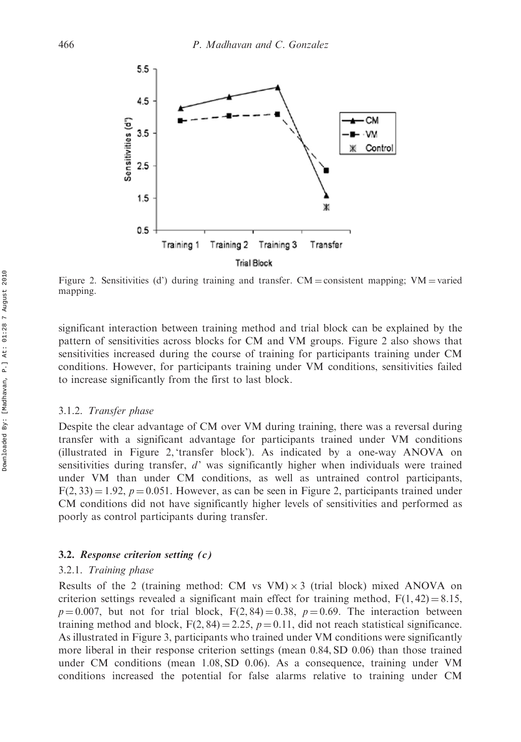Figure 2. Sensitivities (d') during training and transfer. CM = consistent mapping; VM = varied mapping.

significant interaction between training method and trial block can be explained by the pattern of sensitivities across blocks for CM and VM groups. Figure 2 also shows that sensitivities increased during the course of training for participants training under CM conditions. However, for participants training under VM conditions, sensitivities failed to increase significantly from the first to last block.

#### 3.1.2. *Transfer phase*

Despite the clear advantage of CM over VM during training, there was a reversal during transfer with a significant advantage for participants trained under VM conditions (illustrated in Figure 2, 'transfer block'). As indicated by a one-way ANOVA on sensitivities during transfer, *d'* was significantly higher when individuals were trained under VM than under CM conditions, as well as untrained control participants, $F(2, 33) = 1.92$, $p = 0.051$. However, as can be seen in Figure 2, participants trained under CM conditions did not have significantly higher levels of sensitivities and performed as poorly as control participants during transfer.

### 3.2. Response criterion setting (*c*)

#### 3.2.1. *Training phase*

Results of the 2 (training method: CM vs VM) × 3 (trial block) mixed ANOVA on criterion settings revealed a significant main effect for training method, $F(1, 42) = 8.15$, $p = 0.007$, but not for trial block, $F(2, 84) = 0.38$, $p = 0.69$. The interaction between training method and block, $F(2, 84) = 2.25$, $p = 0.11$, did not reach statistical significance. As illustrated in Figure 3, participants who trained under VM conditions were significantly more liberal in their response criterion settings (mean 0.84, SD 0.06) than those trained under CM conditions (mean 1.08, SD 0.06). As a consequence, training under VM conditions increased the potential for false alarms relative to training under CM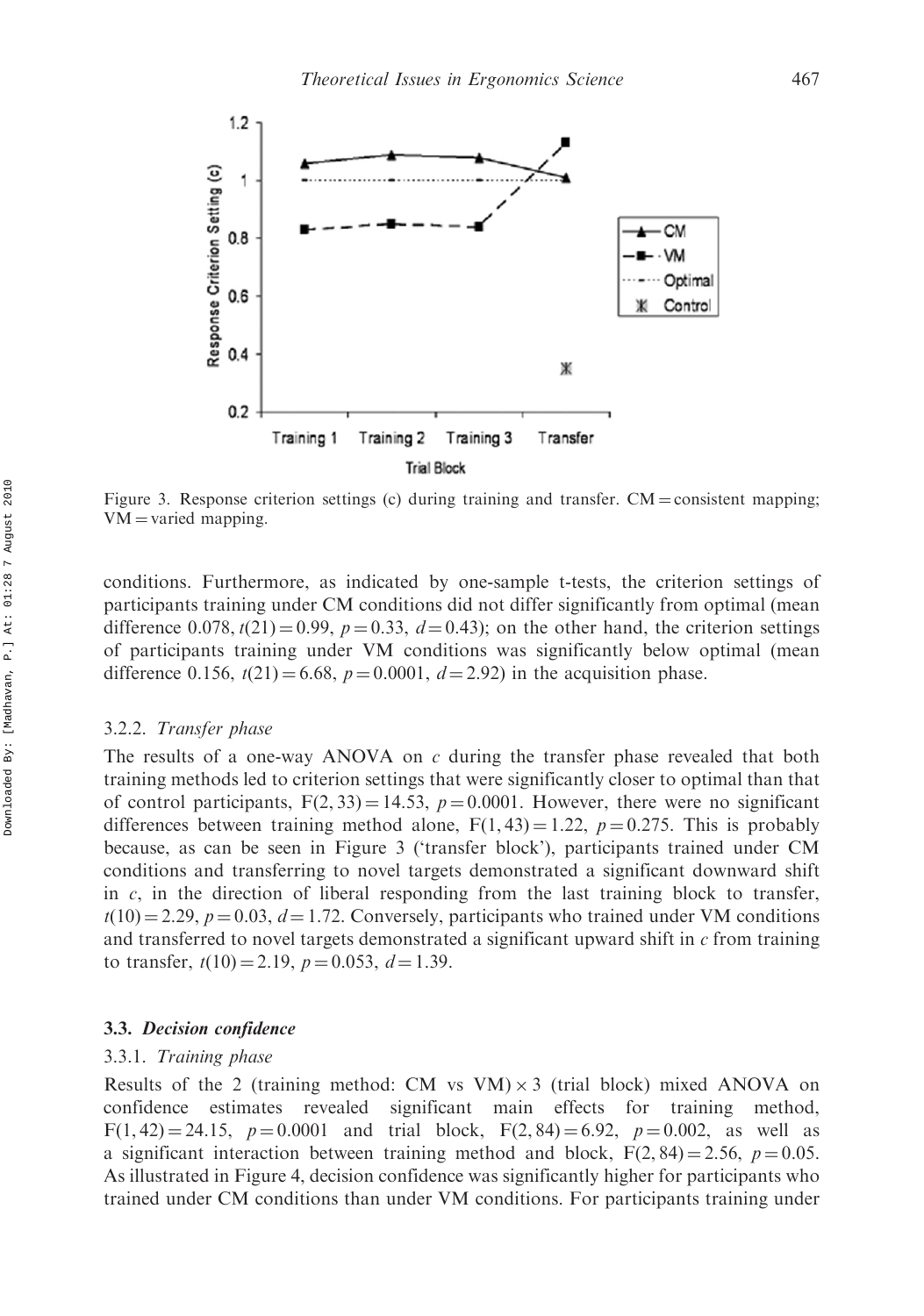Figure 3. Response criterion settings (c) during training and transfer. CM = consistent mapping; VM = varied mapping.

conditions. Furthermore, as indicated by one-sample t-tests, the criterion settings of participants training under CM conditions did not differ significantly from optimal (mean difference 0.078, $t(21) = 0.99$, $p = 0.33$, $d = 0.43$); on the other hand, the criterion settings of participants training under VM conditions was significantly below optimal (mean difference 0.156, $t(21) = 6.68$, $p = 0.0001$, $d = 2.92$) in the acquisition phase.

#### 3.2.2. *Transfer phase*

The results of a one-way ANOVA on *c* during the transfer phase revealed that both training methods led to criterion settings that were significantly closer to optimal than that of control participants, $F(2, 33) = 14.53$, $p = 0.0001$. However, there were no significant differences between training method alone, $F(1, 43) = 1.22$, $p = 0.275$. This is probably because, as can be seen in Figure 3 ('transfer block'), participants trained under CM conditions and transferring to novel targets demonstrated a significant downward shift in *c*, in the direction of liberal responding from the last training block to transfer, $t(10) = 2.29$, $p = 0.03$, $d = 1.72$. Conversely, participants who trained under VM conditions and transferred to novel targets demonstrated a significant upward shift in *c* from training to transfer, $t(10) = 2.19$, $p = 0.053$, $d = 1.39$.

### 3.3. Decision confidence

#### 3.3.1. *Training phase*

Results of the 2 (training method: CM vs VM) $\times$ 3 (trial block) mixed ANOVA on confidence estimates revealed significant main effects for training method, $F(1, 42) = 24.15$, $p = 0.0001$ and trial block, $F(2, 84) = 6.92$, $p = 0.002$, as well as a significant interaction between training method and block, $F(2, 84) = 2.56$, $p = 0.05$. As illustrated in Figure 4, decision confidence was significantly higher for participants who trained under CM conditions than under VM conditions. For participants training under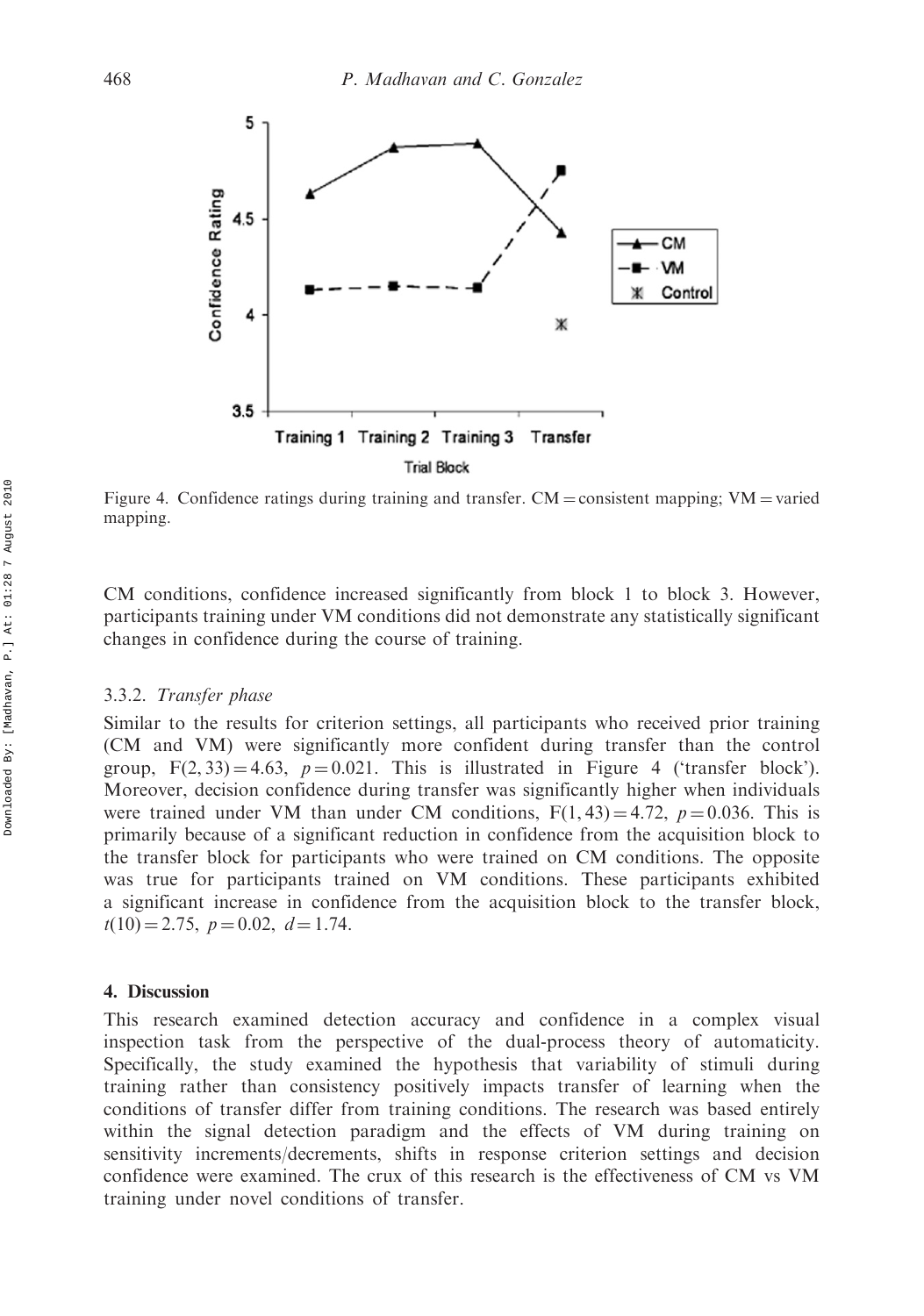Figure 4. Confidence ratings during training and transfer. CM = consistent mapping; VM = varied mapping.

CM conditions, confidence increased significantly from block 1 to block 3. However, participants training under VM conditions did not demonstrate any statistically significant changes in confidence during the course of training.

### 3.3.2. *Transfer phase*

Similar to the results for criterion settings, all participants who received prior training (CM and VM) were significantly more confident during transfer than the control group, $F(2, 33) = 4.63$, $p = 0.021$. This is illustrated in Figure 4 ('transfer block'). Moreover, decision confidence during transfer was significantly higher when individuals were trained under VM than under CM conditions, $F(1, 43) = 4.72$, $p = 0.036$. This is primarily because of a significant reduction in confidence from the acquisition block to the transfer block for participants who were trained on CM conditions. The opposite was true for participants trained on VM conditions. These participants exhibited a significant increase in confidence from the acquisition block to the transfer block, $t(10) = 2.75$, $p = 0.02$, $d = 1.74$.

## 4. Discussion

This research examined detection accuracy and confidence in a complex visual inspection task from the perspective of the dual-process theory of automaticity. Specifically, the study examined the hypothesis that variability of stimuli during training rather than consistency positively impacts transfer of learning when the conditions of transfer differ from training conditions. The research was based entirely within the signal detection paradigm and the effects of VM during training on sensitivity increments/decrements, shifts in response criterion settings and decision confidence were examined. The crux of this research is the effectiveness of CM vs VM training under novel conditions of transfer.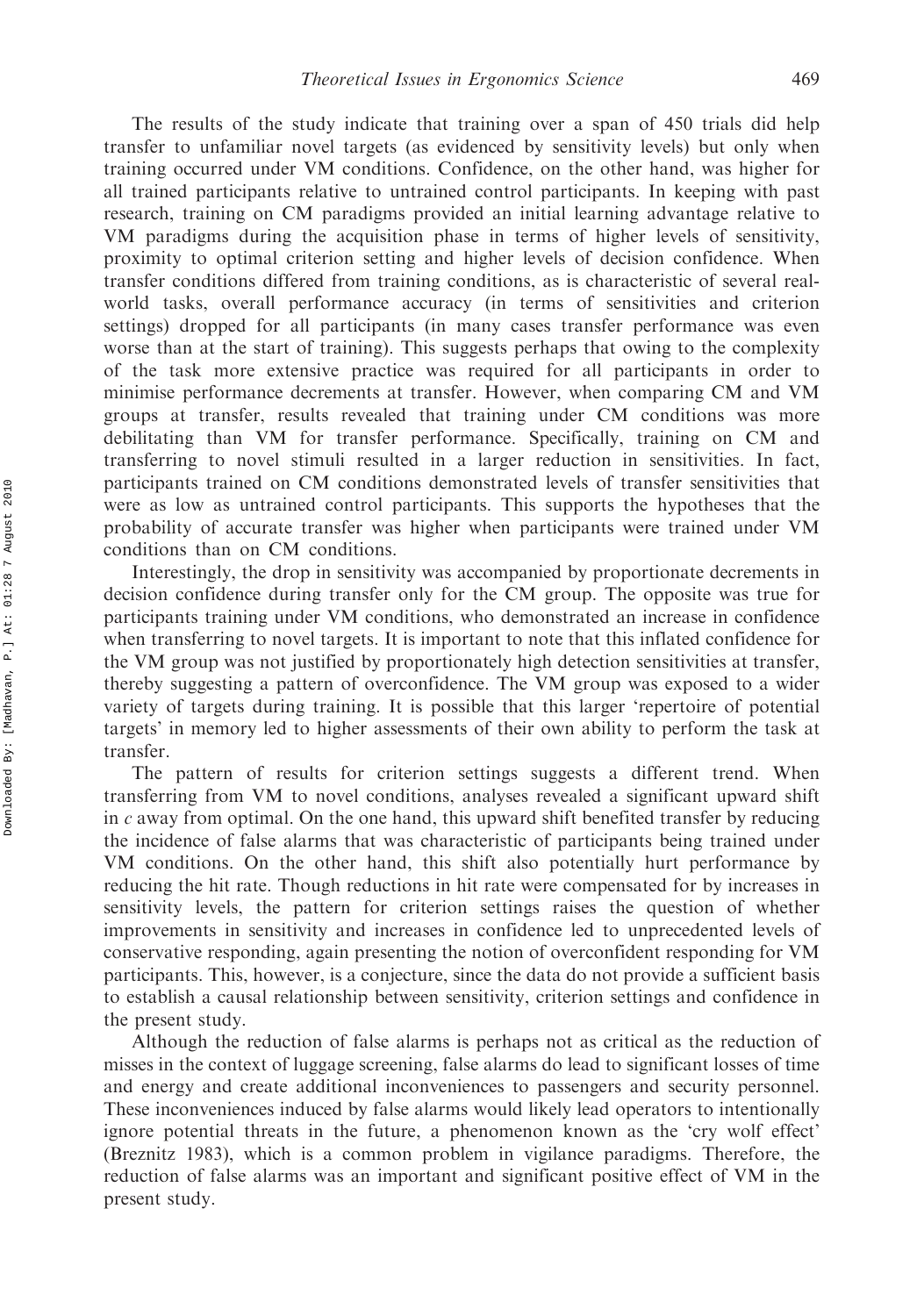The results of the study indicate that training over a span of 450 trials did help transfer to unfamiliar novel targets (as evidenced by sensitivity levels) but only when training occurred under VM conditions. Confidence, on the other hand, was higher for all trained participants relative to untrained control participants. In keeping with past research, training on CM paradigms provided an initial learning advantage relative to VM paradigms during the acquisition phase in terms of higher levels of sensitivity, proximity to optimal criterion setting and higher levels of decision confidence. When transfer conditions differed from training conditions, as is characteristic of several real-world tasks, overall performance accuracy (in terms of sensitivities and criterion settings) dropped for all participants (in many cases transfer performance was even worse than at the start of training). This suggests perhaps that owing to the complexity of the task more extensive practice was required for all participants in order to minimise performance decrements at transfer. However, when comparing CM and VM groups at transfer, results revealed that training under CM conditions was more debilitating than VM for transfer performance. Specifically, training on CM and transferring to novel stimuli resulted in a larger reduction in sensitivities. In fact, participants trained on CM conditions demonstrated levels of transfer sensitivities that were as low as untrained control participants. This supports the hypotheses that the probability of accurate transfer was higher when participants were trained under VM conditions than on CM conditions.

Interestingly, the drop in sensitivity was accompanied by proportionate decrements in decision confidence during transfer only for the CM group. The opposite was true for participants training under VM conditions, who demonstrated an increase in confidence when transferring to novel targets. It is important to note that this inflated confidence for the VM group was not justified by proportionately high detection sensitivities at transfer, thereby suggesting a pattern of overconfidence. The VM group was exposed to a wider variety of targets during training. It is possible that this larger 'repertoire of potential targets' in memory led to higher assessments of their own ability to perform the task at transfer.

The pattern of results for criterion settings suggests a different trend. When transferring from VM to novel conditions, analyses revealed a significant upward shift in $c$ away from optimal. On the one hand, this upward shift benefited transfer by reducing the incidence of false alarms that was characteristic of participants being trained under VM conditions. On the other hand, this shift also potentially hurt performance by reducing the hit rate. Though reductions in hit rate were compensated for by increases in sensitivity levels, the pattern for criterion settings raises the question of whether improvements in sensitivity and increases in confidence led to unprecedented levels of conservative responding, again presenting the notion of overconfident responding for VM participants. This, however, is a conjecture, since the data do not provide a sufficient basis to establish a causal relationship between sensitivity, criterion settings and confidence in the present study.

Although the reduction of false alarms is perhaps not as critical as the reduction of misses in the context of luggage screening, false alarms do lead to significant losses of time and energy and create additional inconveniences to passengers and security personnel. These inconveniences induced by false alarms would likely lead operators to intentionally ignore potential threats in the future, a phenomenon known as the 'cry wolf effect' (Breznitz 1983), which is a common problem in vigilance paradigms. Therefore, the reduction of false alarms was an important and significant positive effect of VM in the present study.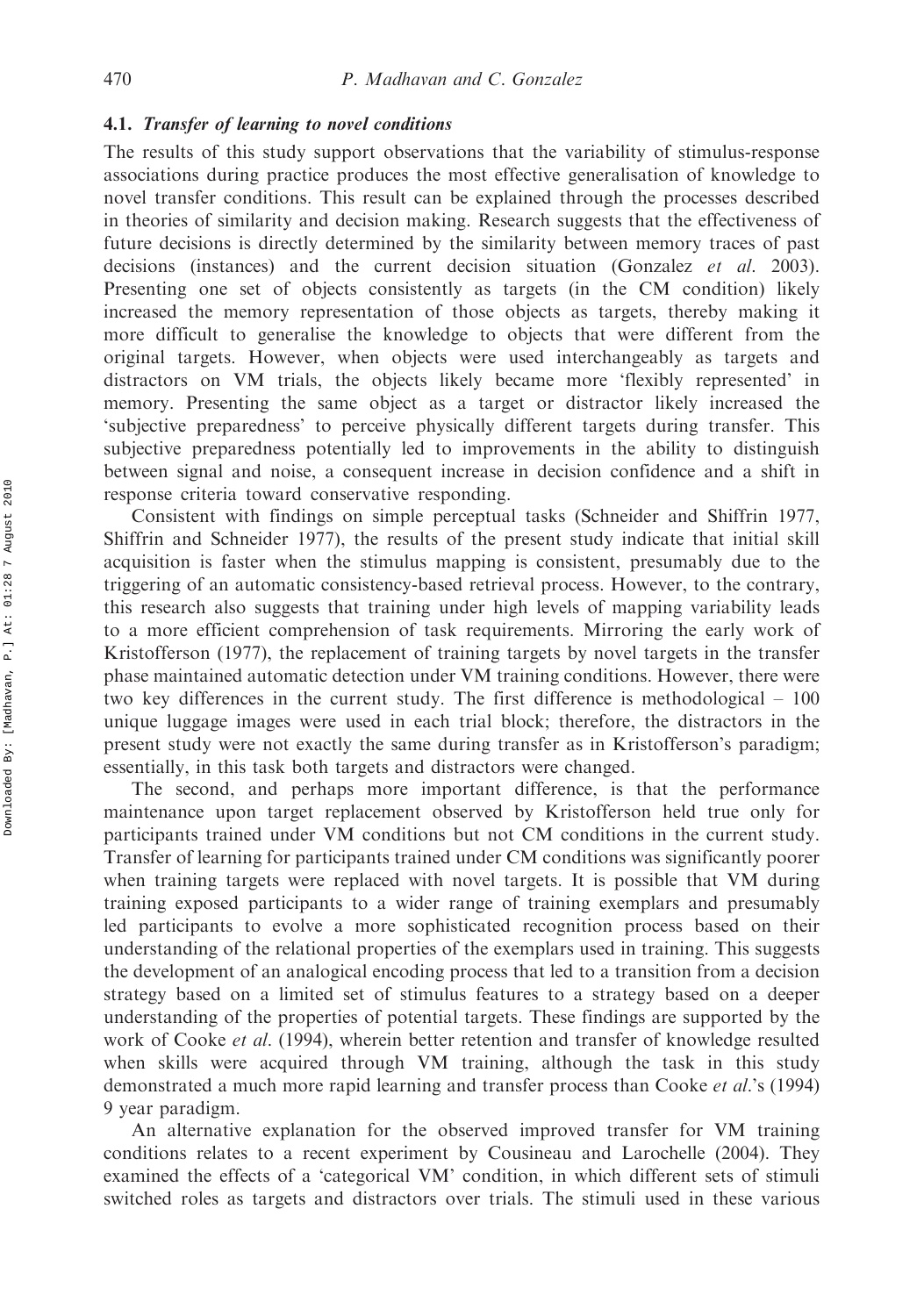### 4.1. *Transfer of learning to novel conditions*

The results of this study support observations that the variability of stimulus-response associations during practice produces the most effective generalisation of knowledge to novel transfer conditions. This result can be explained through the processes described in theories of similarity and decision making. Research suggests that the effectiveness of future decisions is directly determined by the similarity between memory traces of past decisions (instances) and the current decision situation (Gonzalez *et al.* 2003). Presenting one set of objects consistently as targets (in the CM condition) likely increased the memory representation of those objects as targets, thereby making it more difficult to generalise the knowledge to objects that were different from the original targets. However, when objects were used interchangeably as targets and distractors on VM trials, the objects likely became more 'flexibly represented' in memory. Presenting the same object as a target or distractor likely increased the 'subjective preparedness' to perceive physically different targets during transfer. This subjective preparedness potentially led to improvements in the ability to distinguish between signal and noise, a consequent increase in decision confidence and a shift in response criteria toward conservative responding.

Consistent with findings on simple perceptual tasks (Schneider and Shiffrin 1977, Shiffrin and Schneider 1977), the results of the present study indicate that initial skill acquisition is faster when the stimulus mapping is consistent, presumably due to the triggering of an automatic consistency-based retrieval process. However, to the contrary, this research also suggests that training under high levels of mapping variability leads to a more efficient comprehension of task requirements. Mirroring the early work of Kristofferson (1977), the replacement of training targets by novel targets in the transfer phase maintained automatic detection under VM training conditions. However, there were two key differences in the current study. The first difference is methodological – 100 unique luggage images were used in each trial block; therefore, the distractors in the present study were not exactly the same during transfer as in Kristofferson's paradigm; essentially, in this task both targets and distractors were changed.

The second, and perhaps more important difference, is that the performance maintenance upon target replacement observed by Kristofferson held true only for participants trained under VM conditions but not CM conditions in the current study. Transfer of learning for participants trained under CM conditions was significantly poorer when training targets were replaced with novel targets. It is possible that VM during training exposed participants to a wider range of training exemplars and presumably led participants to evolve a more sophisticated recognition process based on their understanding of the relational properties of the exemplars used in training. This suggests the development of an analogical encoding process that led to a transition from a decision strategy based on a limited set of stimulus features to a strategy based on a deeper understanding of the properties of potential targets. These findings are supported by the work of Cooke *et al.* (1994), wherein better retention and transfer of knowledge resulted when skills were acquired through VM training, although the task in this study demonstrated a much more rapid learning and transfer process than Cooke *et al.*'s (1994) 9 year paradigm.

An alternative explanation for the observed improved transfer for VM training conditions relates to a recent experiment by Cousineau and Larochelle (2004). They examined the effects of a 'categorical VM' condition, in which different sets of stimuli switched roles as targets and distractors over trials. The stimuli used in these various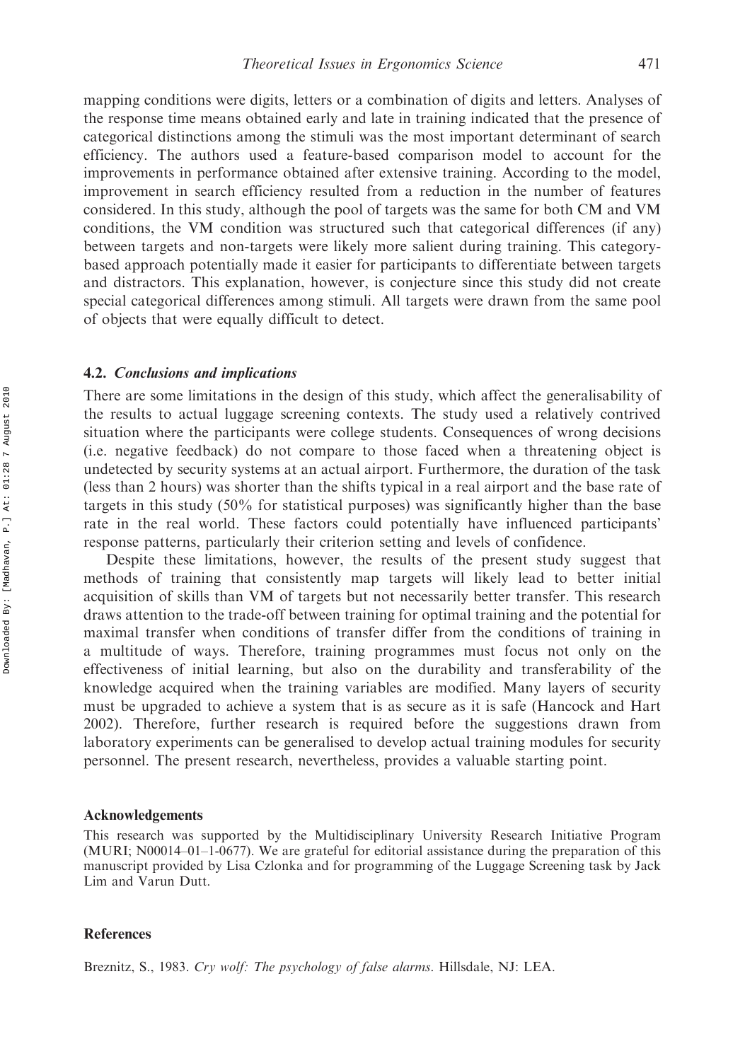mapping conditions were digits, letters or a combination of digits and letters. Analyses of the response time means obtained early and late in training indicated that the presence of categorical distinctions among the stimuli was the most important determinant of search efficiency. The authors used a feature-based comparison model to account for the improvements in performance obtained after extensive training. According to the model, improvement in search efficiency resulted from a reduction in the number of features considered. In this study, although the pool of targets was the same for both CM and VM conditions, the VM condition was structured such that categorical differences (if any) between targets and non-targets were likely more salient during training. This category-based approach potentially made it easier for participants to differentiate between targets and distractors. This explanation, however, is conjecture since this study did not create special categorical differences among stimuli. All targets were drawn from the same pool of objects that were equally difficult to detect.

### 4.2. *Conclusions and implications*

There are some limitations in the design of this study, which affect the generalisability of the results to actual luggage screening contexts. The study used a relatively contrived situation where the participants were college students. Consequences of wrong decisions (i.e. negative feedback) do not compare to those faced when a threatening object is undetected by security systems at an actual airport. Furthermore, the duration of the task (less than 2 hours) was shorter than the shifts typical in a real airport and the base rate of targets in this study (50% for statistical purposes) was significantly higher than the base rate in the real world. These factors could potentially have influenced participants' response patterns, particularly their criterion setting and levels of confidence.

Despite these limitations, however, the results of the present study suggest that methods of training that consistently map targets will likely lead to better initial acquisition of skills than VM of targets but not necessarily better transfer. This research draws attention to the trade-off between training for optimal training and the potential for maximal transfer when conditions of transfer differ from the conditions of training in a multitude of ways. Therefore, training programmes must focus not only on the effectiveness of initial learning, but also on the durability and transferability of the knowledge acquired when the training variables are modified. Many layers of security must be upgraded to achieve a system that is as secure as it is safe (Hancock and Hart 2002). Therefore, further research is required before the suggestions drawn from laboratory experiments can be generalised to develop actual training modules for security personnel. The present research, nevertheless, provides a valuable starting point.

## Acknowledgements

This research was supported by the Multidisciplinary University Research Initiative Program (MURI; N00014–01–1-0677). We are grateful for editorial assistance during the preparation of this manuscript provided by Lisa Czlonka and for programming of the Luggage Screening task by Jack Lim and Varun Dutt.

## References

Breznitz, S., 1983. *Cry wolf: The psychology of false alarms*. Hillsdale, NJ: LEA.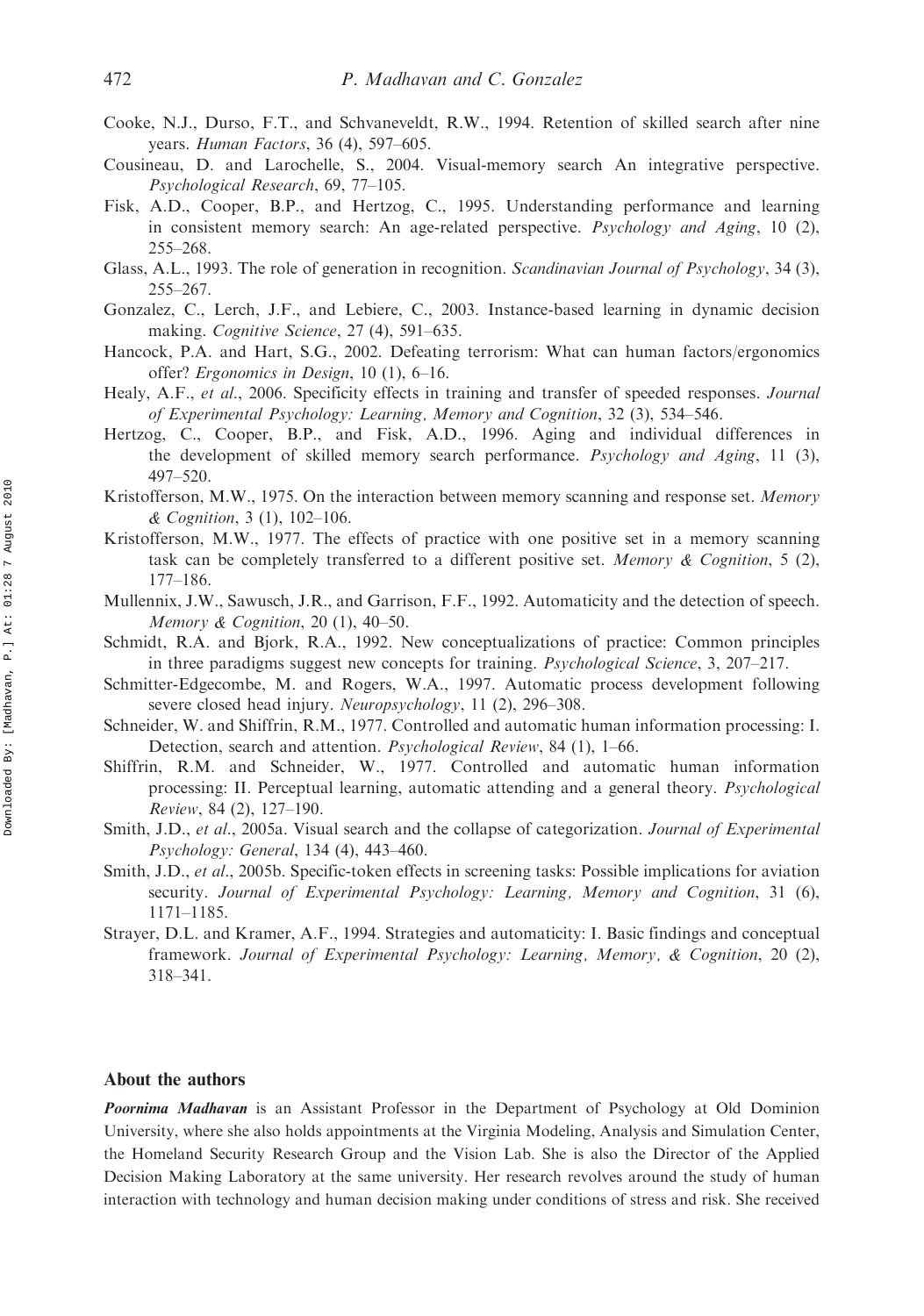Cooke, N.J., Durso, F.T., and Schvaneveldt, R.W., 1994. Retention of skilled search after nine years. *Human Factors*, 36 (4), 597–605.

Cousineau, D. and Larochelle, S., 2004. Visual-memory search An integrative perspective. *Psychological Research*, 69, 77–105.

Fisk, A.D., Cooper, B.P., and Hertzog, C., 1995. Understanding performance and learning in consistent memory search: An age-related perspective. *Psychology and Aging*, 10 (2), 255–268.

Glass, A.L., 1993. The role of generation in recognition. *Scandinavian Journal of Psychology*, 34 (3), 255–267.

Gonzalez, C., Lerch, J.F., and Lebiere, C., 2003. Instance-based learning in dynamic decision making. *Cognitive Science*, 27 (4), 591–635.

Hancock, P.A. and Hart, S.G., 2002. Defeating terrorism: What can human factors/ergonomics offer? *Ergonomics in Design*, 10 (1), 6–16.

Healy, A.F., *et al.*, 2006. Specificity effects in training and transfer of speeded responses. *Journal of Experimental Psychology: Learning, Memory and Cognition*, 32 (3), 534–546.

Hertzog, C., Cooper, B.P., and Fisk, A.D., 1996. Aging and individual differences in the development of skilled memory search performance. *Psychology and Aging*, 11 (3), 497–520.

Kristofferson, M.W., 1975. On the interaction between memory scanning and response set. *Memory & Cognition*, 3 (1), 102–106.

Kristofferson, M.W., 1977. The effects of practice with one positive set in a memory scanning task can be completely transferred to a different positive set. *Memory & Cognition*, 5 (2), 177–186.

Mullennix, J.W., Sawusch, J.R., and Garrison, F.F., 1992. Automaticity and the detection of speech. *Memory & Cognition*, 20 (1), 40–50.

Schmidt, R.A. and Bjork, R.A., 1992. New conceptualizations of practice: Common principles in three paradigms suggest new concepts for training. *Psychological Science*, 3, 207–217.

Schmitter-Edgecombe, M. and Rogers, W.A., 1997. Automatic process development following severe closed head injury. *Neuropsychology*, 11 (2), 296–308.

Schneider, W. and Shiffrin, R.M., 1977. Controlled and automatic human information processing: I. Detection, search and attention. *Psychological Review*, 84 (1), 1–66.

Shiffrin, R.M. and Schneider, W., 1977. Controlled and automatic human information processing: II. Perceptual learning, automatic attending and a general theory. *Psychological Review*, 84 (2), 127–190.

Smith, J.D., *et al.*, 2005a. Visual search and the collapse of categorization. *Journal of Experimental Psychology: General*, 134 (4), 443–460.

Smith, J.D., *et al.*, 2005b. Specific-token effects in screening tasks: Possible implications for aviation security. *Journal of Experimental Psychology: Learning, Memory and Cognition*, 31 (6), 1171–1185.

Strayer, D.L. and Kramer, A.F., 1994. Strategies and automaticity: I. Basic findings and conceptual framework. *Journal of Experimental Psychology: Learning, Memory, & Cognition*, 20 (2), 318–341.

### About the authors

***Poornima Madhavan*** is an Assistant Professor in the Department of Psychology at Old Dominion University, where she also holds appointments at the Virginia Modeling, Analysis and Simulation Center, the Homeland Security Research Group and the Vision Lab. She is also the Director of the Applied Decision Making Laboratory at the same university. Her research revolves around the study of human interaction with technology and human decision making under conditions of stress and risk. She received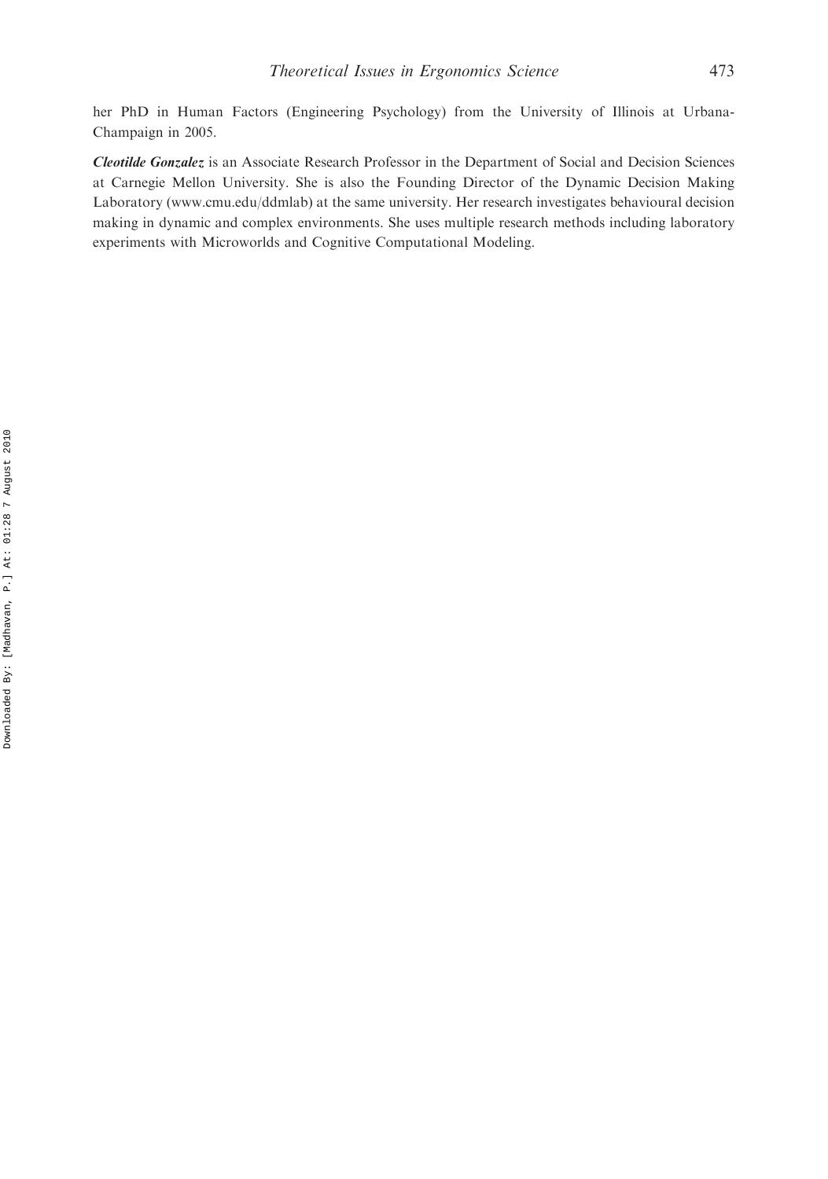her PhD in Human Factors (Engineering Psychology) from the University of Illinois at Urbana-Champaign in 2005.

***Cleotilde Gonzalez*** is an Associate Research Professor in the Department of Social and Decision Sciences at Carnegie Mellon University. She is also the Founding Director of the Dynamic Decision Making Laboratory (www.cmu.edu/ddmlab) at the same university. Her research investigates behavioural decision making in dynamic and complex environments. She uses multiple research methods including laboratory experiments with Microworlds and Cognitive Computational Modeling.